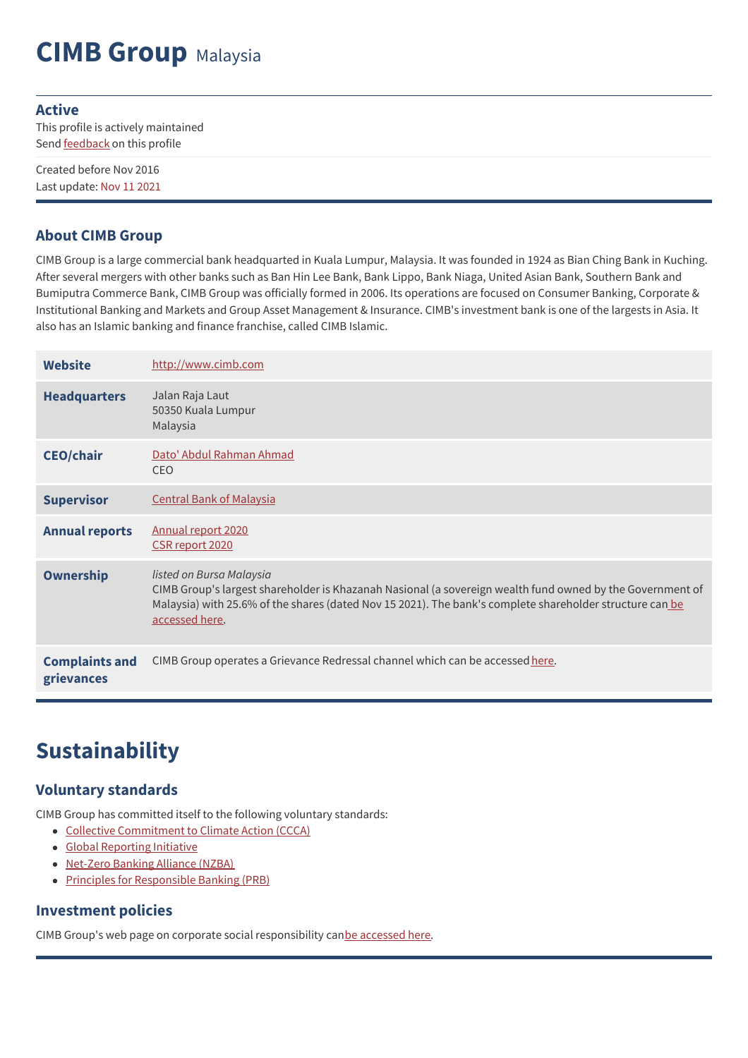# CIMB Group Malaysia

**Active**

This profile is actively maintained

Send feedback on this profile

Created before Nov 2016

Last update: Nov 11 2021

## About CIMB Group

CIMB Group is a large commercial bank headquarted in Kuala Lumpur, Malaysia. It was founded in 1924 as Bian Ching Bank in Kuching. After several mergers with other banks such as Ban Hin Lee Bank, Bank Lippo, Bank Niaga, United Asian Bank, Southern Bank and Bumiputra Commerce Bank, CIMB Group was officially formed in 2006. Its operations are focused on Consumer Banking, Corporate & Institutional Banking and Markets and Group Asset Management & Insurance. CIMB's investment bank is one of the largests in Asia. It also has an Islamic banking and finance franchise, called CIMB Islamic.

| | |
|---|---|
| **Website** | http://www.cimb.com |
| **Headquarters** | Jalan Raja Laut<br>50350 Kuala Lumpur<br>Malaysia |
| **CEO/chair** | Dato' Abdul Rahman Ahmad<br>CEO |
| **Supervisor** | Central Bank of Malaysia |
| **Annual reports** | Annual report 2020<br>CSR report 2020 |
| **Ownership** | *listed on Bursa Malaysia*<br>CIMB Group's largest shareholder is Khazanah Nasional (a sovereign wealth fund owned by the Government of Malaysia) with 25.6% of the shares (dated Nov 15 2021). The bank's complete shareholder structure can be accessed here. |
| **Complaints and grievances** | CIMB Group operates a Grievance Redressal channel which can be accessed here. |

# Sustainability

## Voluntary standards

CIMB Group has committed itself to the following voluntary standards:

- Collective Commitment to Climate Action (CCCA)
- Global Reporting Initiative
- Net-Zero Banking Alliance (NZBA)
- Principles for Responsible Banking (PRB)

## Investment policies

CIMB Group's web page on corporate social responsibility can be accessed here.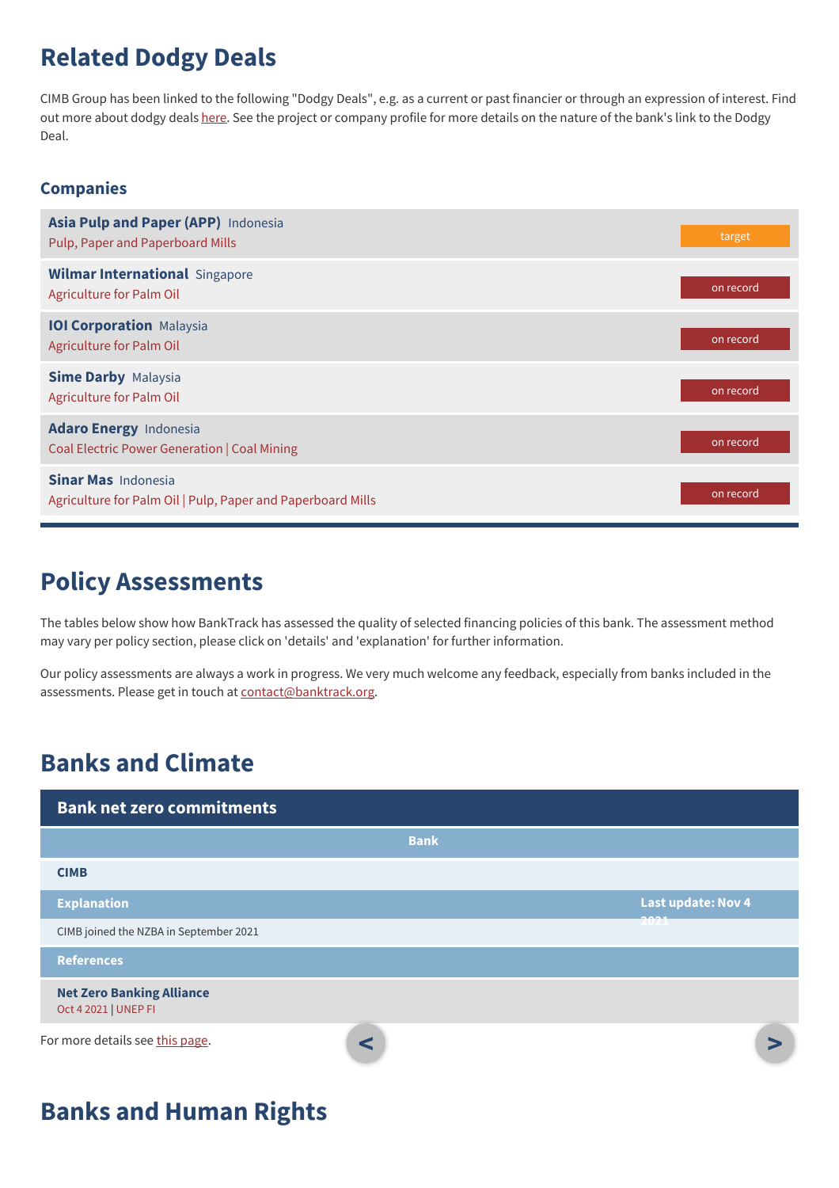## Related Dodgy Deals

CIMB Group has been linked to the following "Dodgy Deals", e.g. as a current or past financier or through an expression of interest. Find out more about dodgy deals here. See the project or company profile for more details on the nature of the bank's link to the Dodgy Deal.

### Companies

| Company | Country | Sector | Status |
|---|---|---|---|
| **Asia Pulp and Paper (APP)** | Indonesia | Pulp, Paper and Paperboard Mills | target |
| **Wilmar International** | Singapore | Agriculture for Palm Oil | on record |
| **IOI Corporation** | Malaysia | Agriculture for Palm Oil | on record |
| **Sime Darby** | Malaysia | Agriculture for Palm Oil | on record |
| **Adaro Energy** | Indonesia | Coal Electric Power Generation \| Coal Mining | on record |
| **Sinar Mas** | Indonesia | Agriculture for Palm Oil \| Pulp, Paper and Paperboard Mills | on record |

## Policy Assessments

The tables below show how BankTrack has assessed the quality of selected financing policies of this bank. The assessment method may vary per policy section, please click on 'details' and 'explanation' for further information.

Our policy assessments are always a work in progress. We very much welcome any feedback, especially from banks included in the assessments. Please get in touch at contact@banktrack.org.

## Banks and Climate

### Bank net zero commitments

| Bank | |
|---|---|
| **CIMB** | |
| **Explanation** | **Last update: Nov 4 2021** |
| CIMB joined the NZBA in September 2021 | |
| **References** | |
| **Net Zero Banking Alliance**<br>Oct 4 2021 \| UNEP FI | |

For more details see this page.

## Banks and Human Rights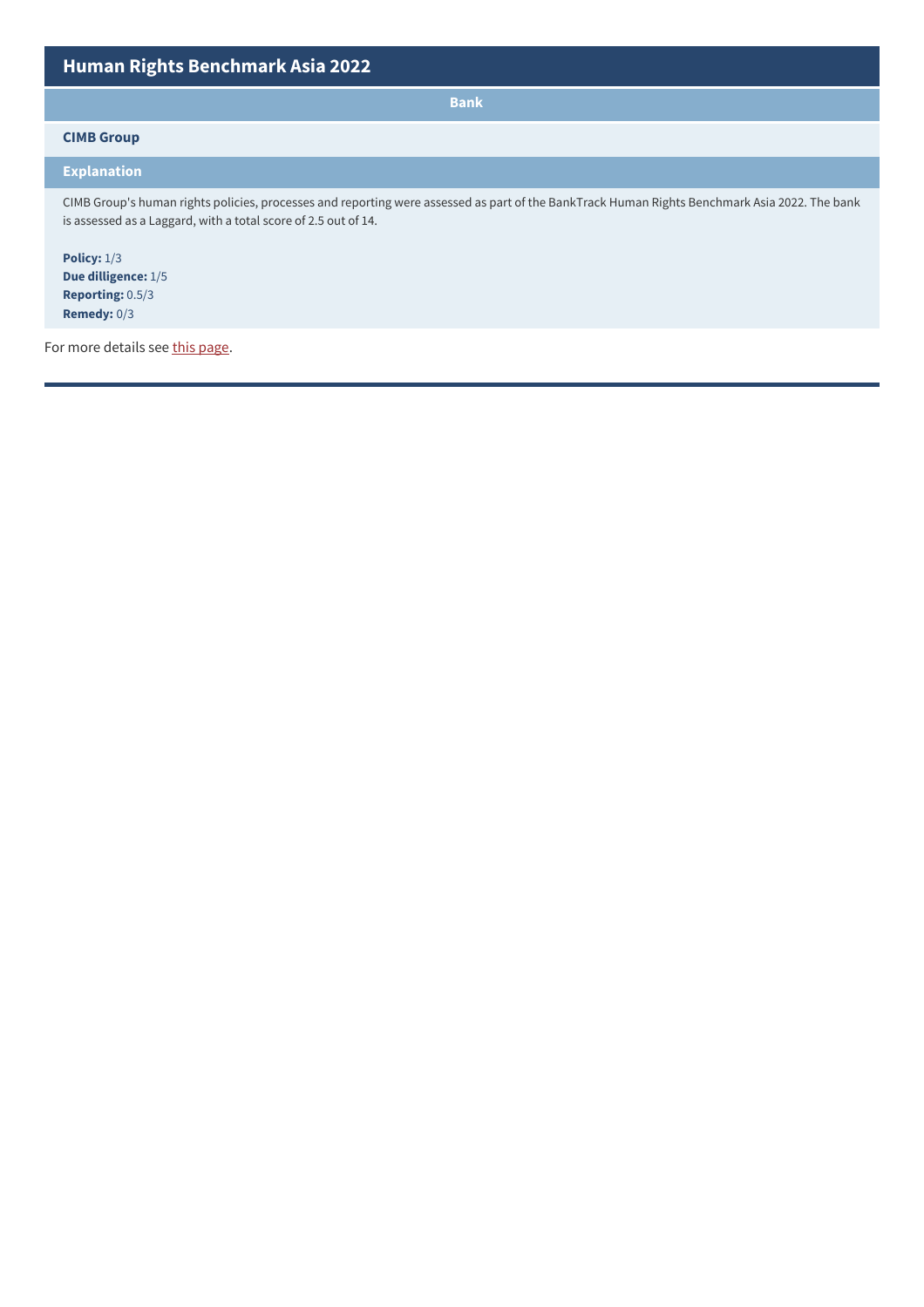## Human Rights Benchmark Asia 2022

**Bank**

**CIMB Group**

**Explanation**

CIMB Group's human rights policies, processes and reporting were assessed as part of the BankTrack Human Rights Benchmark Asia 2022. The bank is assessed as a Laggard, with a total score of 2.5 out of 14.

**Policy:** 1/3
**Due dilligence:** 1/5
**Reporting:** 0.5/3
**Remedy:** 0/3

For more details see this page.